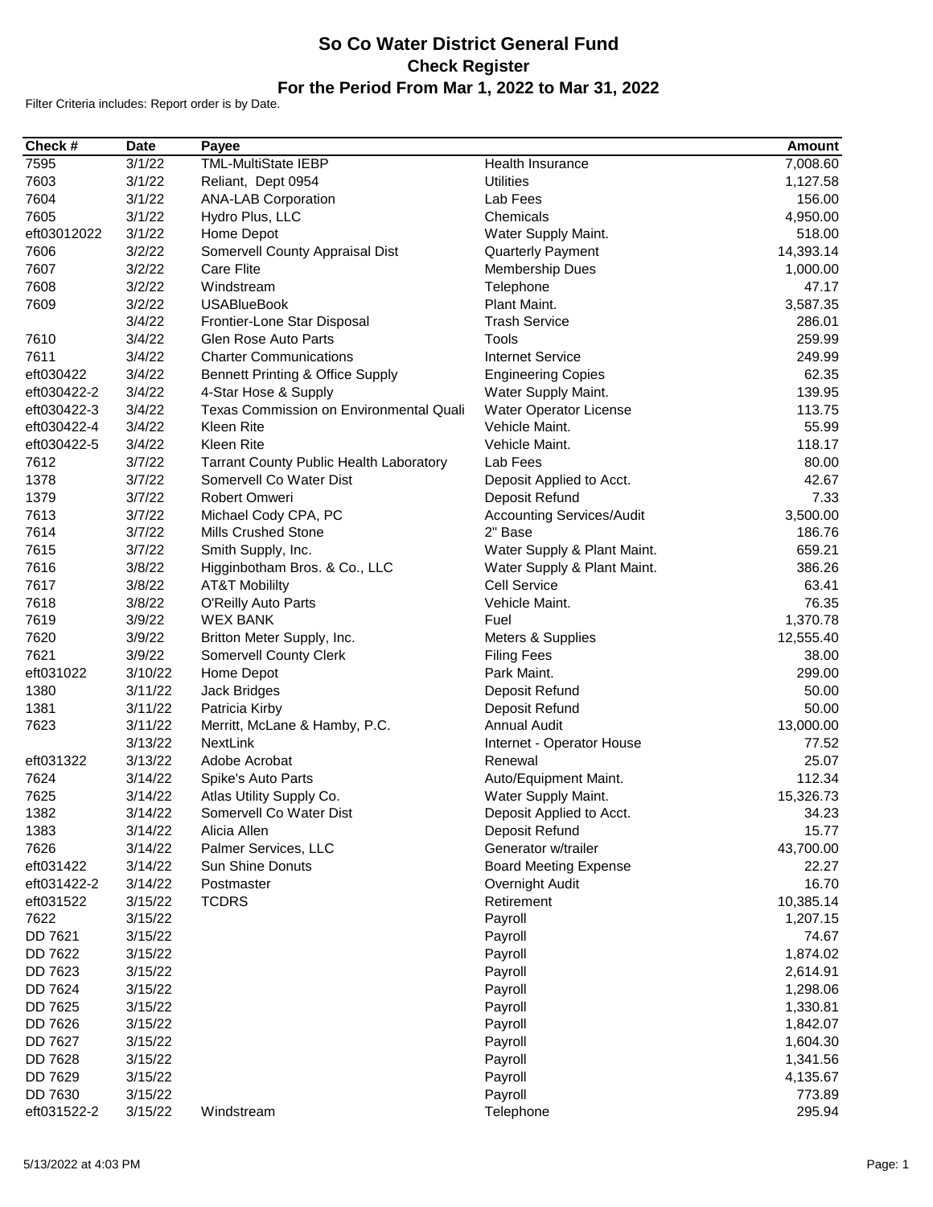# So Co Water District General Fund

## Check Register

### For the Period From Mar 1, 2022 to Mar 31, 2022

Filter Criteria includes: Report order is by Date.

| Check # | Date | Payee | | Amount |
|---|---|---|---|---|
| 7595 | 3/1/22 | TML-MultiState IEBP | Health Insurance | 7,008.60 |
| 7603 | 3/1/22 | Reliant, Dept 0954 | Utilities | 1,127.58 |
| 7604 | 3/1/22 | ANA-LAB Corporation | Lab Fees | 156.00 |
| 7605 | 3/1/22 | Hydro Plus, LLC | Chemicals | 4,950.00 |
| eft03012022 | 3/1/22 | Home Depot | Water Supply Maint. | 518.00 |
| 7606 | 3/2/22 | Somervell County Appraisal Dist | Quarterly Payment | 14,393.14 |
| 7607 | 3/2/22 | Care Flite | Membership Dues | 1,000.00 |
| 7608 | 3/2/22 | Windstream | Telephone | 47.17 |
| 7609 | 3/2/22 | USABlueBook | Plant Maint. | 3,587.35 |
| | 3/4/22 | Frontier-Lone Star Disposal | Trash Service | 286.01 |
| 7610 | 3/4/22 | Glen Rose Auto Parts | Tools | 259.99 |
| 7611 | 3/4/22 | Charter Communications | Internet Service | 249.99 |
| eft030422 | 3/4/22 | Bennett Printing & Office Supply | Engineering Copies | 62.35 |
| eft030422-2 | 3/4/22 | 4-Star Hose & Supply | Water Supply Maint. | 139.95 |
| eft030422-3 | 3/4/22 | Texas Commission on Environmental Quali | Water Operator License | 113.75 |
| eft030422-4 | 3/4/22 | Kleen Rite | Vehicle Maint. | 55.99 |
| eft030422-5 | 3/4/22 | Kleen Rite | Vehicle Maint. | 118.17 |
| 7612 | 3/7/22 | Tarrant County Public Health Laboratory | Lab Fees | 80.00 |
| 1378 | 3/7/22 | Somervell Co Water Dist | Deposit Applied to Acct. | 42.67 |
| 1379 | 3/7/22 | Robert Omweri | Deposit Refund | 7.33 |
| 7613 | 3/7/22 | Michael Cody CPA, PC | Accounting Services/Audit | 3,500.00 |
| 7614 | 3/7/22 | Mills Crushed Stone | 2" Base | 186.76 |
| 7615 | 3/7/22 | Smith Supply, Inc. | Water Supply & Plant Maint. | 659.21 |
| 7616 | 3/8/22 | Higginbotham Bros. & Co., LLC | Water Supply & Plant Maint. | 386.26 |
| 7617 | 3/8/22 | AT&T Mobililty | Cell Service | 63.41 |
| 7618 | 3/8/22 | O'Reilly Auto Parts | Vehicle Maint. | 76.35 |
| 7619 | 3/9/22 | WEX BANK | Fuel | 1,370.78 |
| 7620 | 3/9/22 | Britton Meter Supply, Inc. | Meters & Supplies | 12,555.40 |
| 7621 | 3/9/22 | Somervell County Clerk | Filing Fees | 38.00 |
| eft031022 | 3/10/22 | Home Depot | Park Maint. | 299.00 |
| 1380 | 3/11/22 | Jack Bridges | Deposit Refund | 50.00 |
| 1381 | 3/11/22 | Patricia Kirby | Deposit Refund | 50.00 |
| 7623 | 3/11/22 | Merritt, McLane & Hamby, P.C. | Annual Audit | 13,000.00 |
| | 3/13/22 | NextLink | Internet - Operator House | 77.52 |
| eft031322 | 3/13/22 | Adobe Acrobat | Renewal | 25.07 |
| 7624 | 3/14/22 | Spike's Auto Parts | Auto/Equipment Maint. | 112.34 |
| 7625 | 3/14/22 | Atlas Utility Supply Co. | Water Supply Maint. | 15,326.73 |
| 1382 | 3/14/22 | Somervell Co Water Dist | Deposit Applied to Acct. | 34.23 |
| 1383 | 3/14/22 | Alicia Allen | Deposit Refund | 15.77 |
| 7626 | 3/14/22 | Palmer Services, LLC | Generator w/trailer | 43,700.00 |
| eft031422 | 3/14/22 | Sun Shine Donuts | Board Meeting Expense | 22.27 |
| eft031422-2 | 3/14/22 | Postmaster | Overnight Audit | 16.70 |
| eft031522 | 3/15/22 | TCDRS | Retirement | 10,385.14 |
| 7622 | 3/15/22 | | Payroll | 1,207.15 |
| DD 7621 | 3/15/22 | | Payroll | 74.67 |
| DD 7622 | 3/15/22 | | Payroll | 1,874.02 |
| DD 7623 | 3/15/22 | | Payroll | 2,614.91 |
| DD 7624 | 3/15/22 | | Payroll | 1,298.06 |
| DD 7625 | 3/15/22 | | Payroll | 1,330.81 |
| DD 7626 | 3/15/22 | | Payroll | 1,842.07 |
| DD 7627 | 3/15/22 | | Payroll | 1,604.30 |
| DD 7628 | 3/15/22 | | Payroll | 1,341.56 |
| DD 7629 | 3/15/22 | | Payroll | 4,135.67 |
| DD 7630 | 3/15/22 | | Payroll | 773.89 |
| eft031522-2 | 3/15/22 | Windstream | Telephone | 295.94 |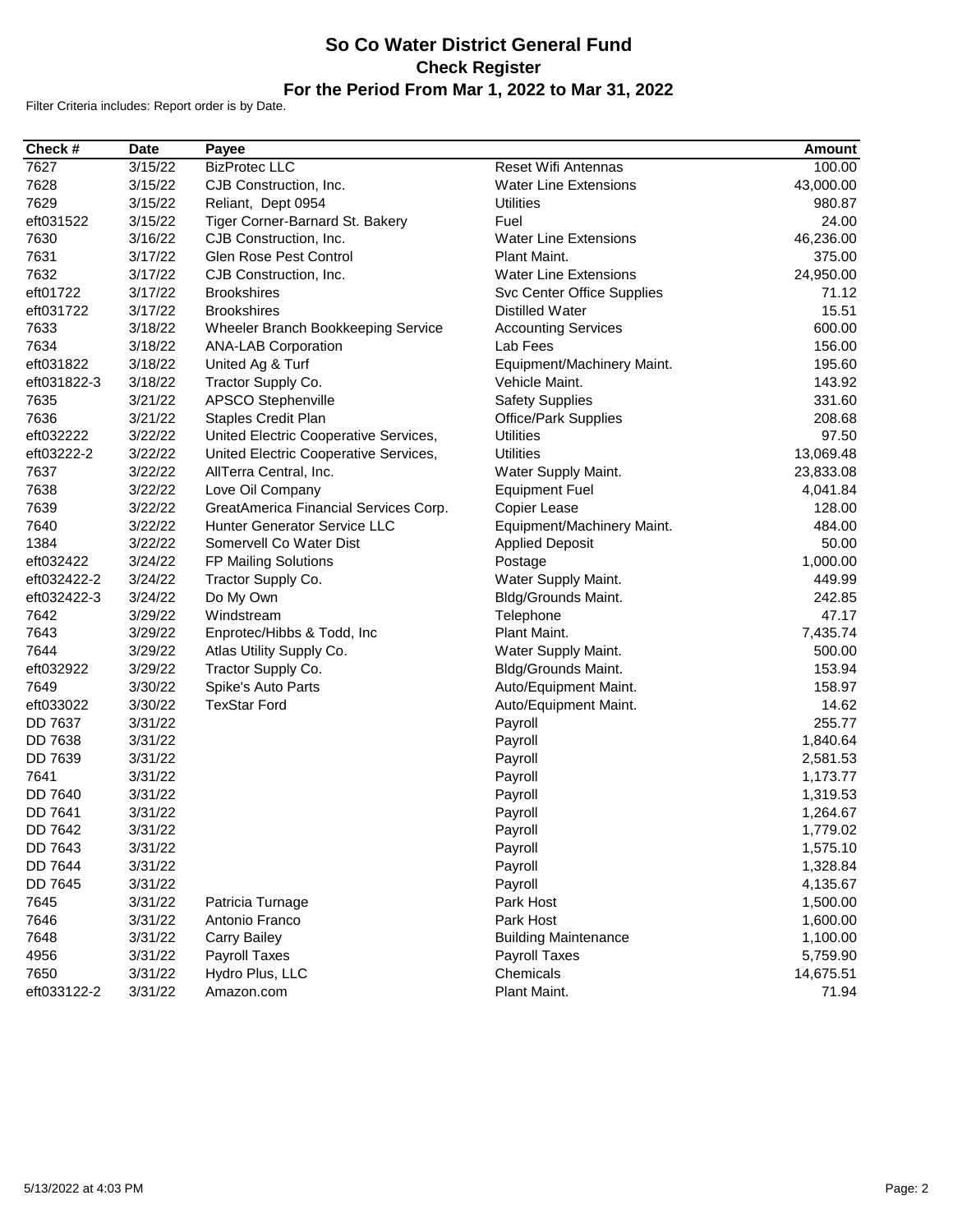# So Co Water District General Fund
## Check Register
### For the Period From Mar 1, 2022 to Mar 31, 2022

Filter Criteria includes: Report order is by Date.

| Check # | Date | Payee | | Amount |
|---|---|---|---|---|
| 7627 | 3/15/22 | BizProtec LLC | Reset Wifi Antennas | 100.00 |
| 7628 | 3/15/22 | CJB Construction, Inc. | Water Line Extensions | 43,000.00 |
| 7629 | 3/15/22 | Reliant, Dept 0954 | Utilities | 980.87 |
| eft031522 | 3/15/22 | Tiger Corner-Barnard St. Bakery | Fuel | 24.00 |
| 7630 | 3/16/22 | CJB Construction, Inc. | Water Line Extensions | 46,236.00 |
| 7631 | 3/17/22 | Glen Rose Pest Control | Plant Maint. | 375.00 |
| 7632 | 3/17/22 | CJB Construction, Inc. | Water Line Extensions | 24,950.00 |
| eft01722 | 3/17/22 | Brookshires | Svc Center Office Supplies | 71.12 |
| eft031722 | 3/17/22 | Brookshires | Distilled Water | 15.51 |
| 7633 | 3/18/22 | Wheeler Branch Bookkeeping Service | Accounting Services | 600.00 |
| 7634 | 3/18/22 | ANA-LAB Corporation | Lab Fees | 156.00 |
| eft031822 | 3/18/22 | United Ag & Turf | Equipment/Machinery Maint. | 195.60 |
| eft031822-3 | 3/18/22 | Tractor Supply Co. | Vehicle Maint. | 143.92 |
| 7635 | 3/21/22 | APSCO Stephenville | Safety Supplies | 331.60 |
| 7636 | 3/21/22 | Staples Credit Plan | Office/Park Supplies | 208.68 |
| eft032222 | 3/22/22 | United Electric Cooperative Services, | Utilities | 97.50 |
| eft03222-2 | 3/22/22 | United Electric Cooperative Services, | Utilities | 13,069.48 |
| 7637 | 3/22/22 | AllTerra Central, Inc. | Water Supply Maint. | 23,833.08 |
| 7638 | 3/22/22 | Love Oil Company | Equipment Fuel | 4,041.84 |
| 7639 | 3/22/22 | GreatAmerica Financial Services Corp. | Copier Lease | 128.00 |
| 7640 | 3/22/22 | Hunter Generator Service LLC | Equipment/Machinery Maint. | 484.00 |
| 1384 | 3/22/22 | Somervell Co Water Dist | Applied Deposit | 50.00 |
| eft032422 | 3/24/22 | FP Mailing Solutions | Postage | 1,000.00 |
| eft032422-2 | 3/24/22 | Tractor Supply Co. | Water Supply Maint. | 449.99 |
| eft032422-3 | 3/24/22 | Do My Own | Bldg/Grounds Maint. | 242.85 |
| 7642 | 3/29/22 | Windstream | Telephone | 47.17 |
| 7643 | 3/29/22 | Enprotec/Hibbs & Todd, Inc | Plant Maint. | 7,435.74 |
| 7644 | 3/29/22 | Atlas Utility Supply Co. | Water Supply Maint. | 500.00 |
| eft032922 | 3/29/22 | Tractor Supply Co. | Bldg/Grounds Maint. | 153.94 |
| 7649 | 3/30/22 | Spike's Auto Parts | Auto/Equipment Maint. | 158.97 |
| eft033022 | 3/30/22 | TexStar Ford | Auto/Equipment Maint. | 14.62 |
| DD 7637 | 3/31/22 | | Payroll | 255.77 |
| DD 7638 | 3/31/22 | | Payroll | 1,840.64 |
| DD 7639 | 3/31/22 | | Payroll | 2,581.53 |
| 7641 | 3/31/22 | | Payroll | 1,173.77 |
| DD 7640 | 3/31/22 | | Payroll | 1,319.53 |
| DD 7641 | 3/31/22 | | Payroll | 1,264.67 |
| DD 7642 | 3/31/22 | | Payroll | 1,779.02 |
| DD 7643 | 3/31/22 | | Payroll | 1,575.10 |
| DD 7644 | 3/31/22 | | Payroll | 1,328.84 |
| DD 7645 | 3/31/22 | | Payroll | 4,135.67 |
| 7645 | 3/31/22 | Patricia Turnage | Park Host | 1,500.00 |
| 7646 | 3/31/22 | Antonio Franco | Park Host | 1,600.00 |
| 7648 | 3/31/22 | Carry Bailey | Building Maintenance | 1,100.00 |
| 4956 | 3/31/22 | Payroll Taxes | Payroll Taxes | 5,759.90 |
| 7650 | 3/31/22 | Hydro Plus, LLC | Chemicals | 14,675.51 |
| eft033122-2 | 3/31/22 | Amazon.com | Plant Maint. | 71.94 |

5/13/2022 at 4:03 PM